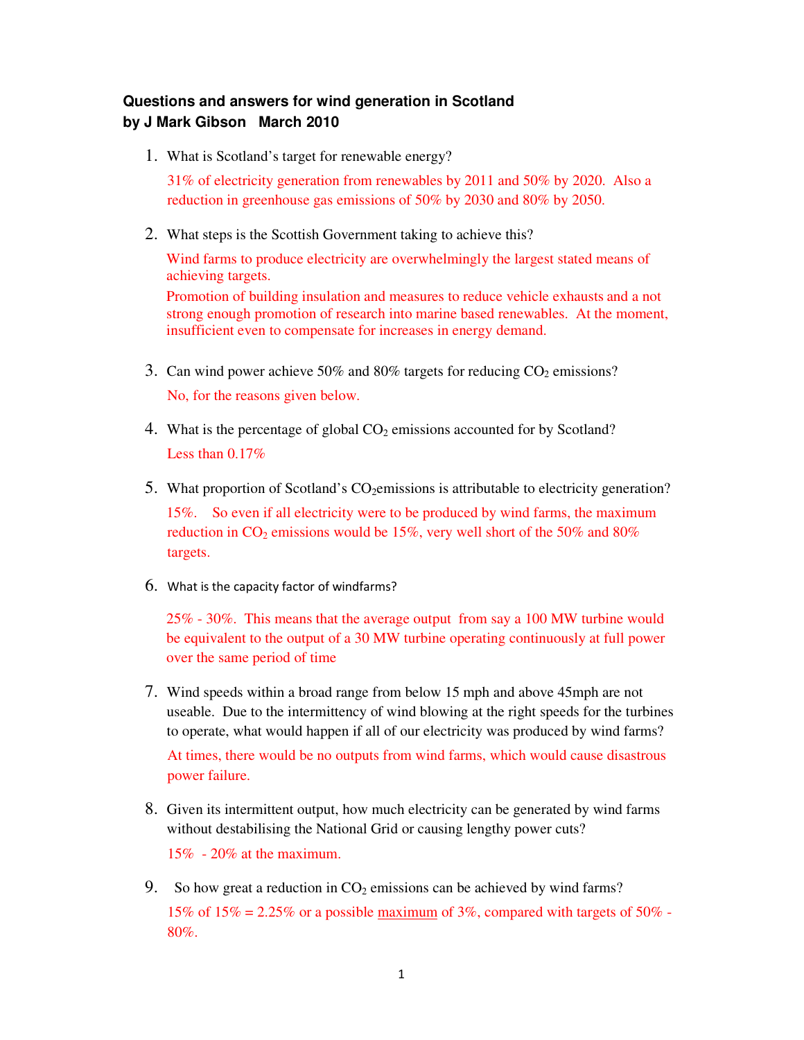**Questions and answers for wind generation in Scotland**
**by J Mark Gibson March 2010**

1. What is Scotland's target for renewable energy?

   31% of electricity generation from renewables by 2011 and 50% by 2020. Also a reduction in greenhouse gas emissions of 50% by 2030 and 80% by 2050.

2. What steps is the Scottish Government taking to achieve this?

   Wind farms to produce electricity are overwhelmingly the largest stated means of achieving targets.

   Promotion of building insulation and measures to reduce vehicle exhausts and a not strong enough promotion of research into marine based renewables. At the moment, insufficient even to compensate for increases in energy demand.

3. Can wind power achieve 50% and 80% targets for reducing $CO_2$ emissions?

   No, for the reasons given below.

4. What is the percentage of global $CO_2$ emissions accounted for by Scotland?

   Less than 0.17%

5. What proportion of Scotland's $CO_2$emissions is attributable to electricity generation?

   15%. So even if all electricity were to be produced by wind farms, the maximum reduction in $CO_2$ emissions would be 15%, very well short of the 50% and 80% targets.

6. What is the capacity factor of windfarms?

   25% - 30%. This means that the average output from say a 100 MW turbine would be equivalent to the output of a 30 MW turbine operating continuously at full power over the same period of time

7. Wind speeds within a broad range from below 15 mph and above 45mph are not useable. Due to the intermittency of wind blowing at the right speeds for the turbines to operate, what would happen if all of our electricity was produced by wind farms?

   At times, there would be no outputs from wind farms, which would cause disastrous power failure.

8. Given its intermittent output, how much electricity can be generated by wind farms without destabilising the National Grid or causing lengthy power cuts?

   15% - 20% at the maximum.

9. So how great a reduction in $CO_2$ emissions can be achieved by wind farms?

   15% of 15% = 2.25% or a possible <u>maximum</u> of 3%, compared with targets of 50% - 80%.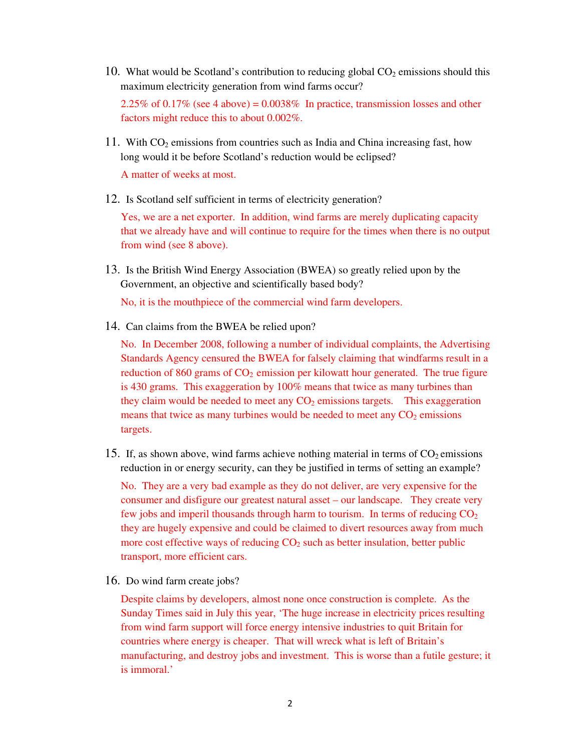10. What would be Scotland's contribution to reducing global $CO_2$ emissions should this maximum electricity generation from wind farms occur?

    2.25% of 0.17% (see 4 above) = 0.0038% In practice, transmission losses and other factors might reduce this to about 0.002%.

11. With $CO_2$ emissions from countries such as India and China increasing fast, how long would it be before Scotland's reduction would be eclipsed?

    A matter of weeks at most.

12. Is Scotland self sufficient in terms of electricity generation?

    Yes, we are a net exporter. In addition, wind farms are merely duplicating capacity that we already have and will continue to require for the times when there is no output from wind (see 8 above).

13. Is the British Wind Energy Association (BWEA) so greatly relied upon by the Government, an objective and scientifically based body?

    No, it is the mouthpiece of the commercial wind farm developers.

14. Can claims from the BWEA be relied upon?

    No. In December 2008, following a number of individual complaints, the Advertising Standards Agency censured the BWEA for falsely claiming that windfarms result in a reduction of 860 grams of $CO_2$ emission per kilowatt hour generated. The true figure is 430 grams. This exaggeration by 100% means that twice as many turbines than they claim would be needed to meet any $CO_2$ emissions targets. This exaggeration means that twice as many turbines would be needed to meet any $CO_2$ emissions targets.

15. If, as shown above, wind farms achieve nothing material in terms of $CO_2$ emissions reduction in or energy security, can they be justified in terms of setting an example?

    No. They are a very bad example as they do not deliver, are very expensive for the consumer and disfigure our greatest natural asset – our landscape. They create very few jobs and imperil thousands through harm to tourism. In terms of reducing $CO_2$ they are hugely expensive and could be claimed to divert resources away from much more cost effective ways of reducing $CO_2$ such as better insulation, better public transport, more efficient cars.

16. Do wind farm create jobs?

    Despite claims by developers, almost none once construction is complete. As the Sunday Times said in July this year, 'The huge increase in electricity prices resulting from wind farm support will force energy intensive industries to quit Britain for countries where energy is cheaper. That will wreck what is left of Britain's manufacturing, and destroy jobs and investment. This is worse than a futile gesture; it is immoral.'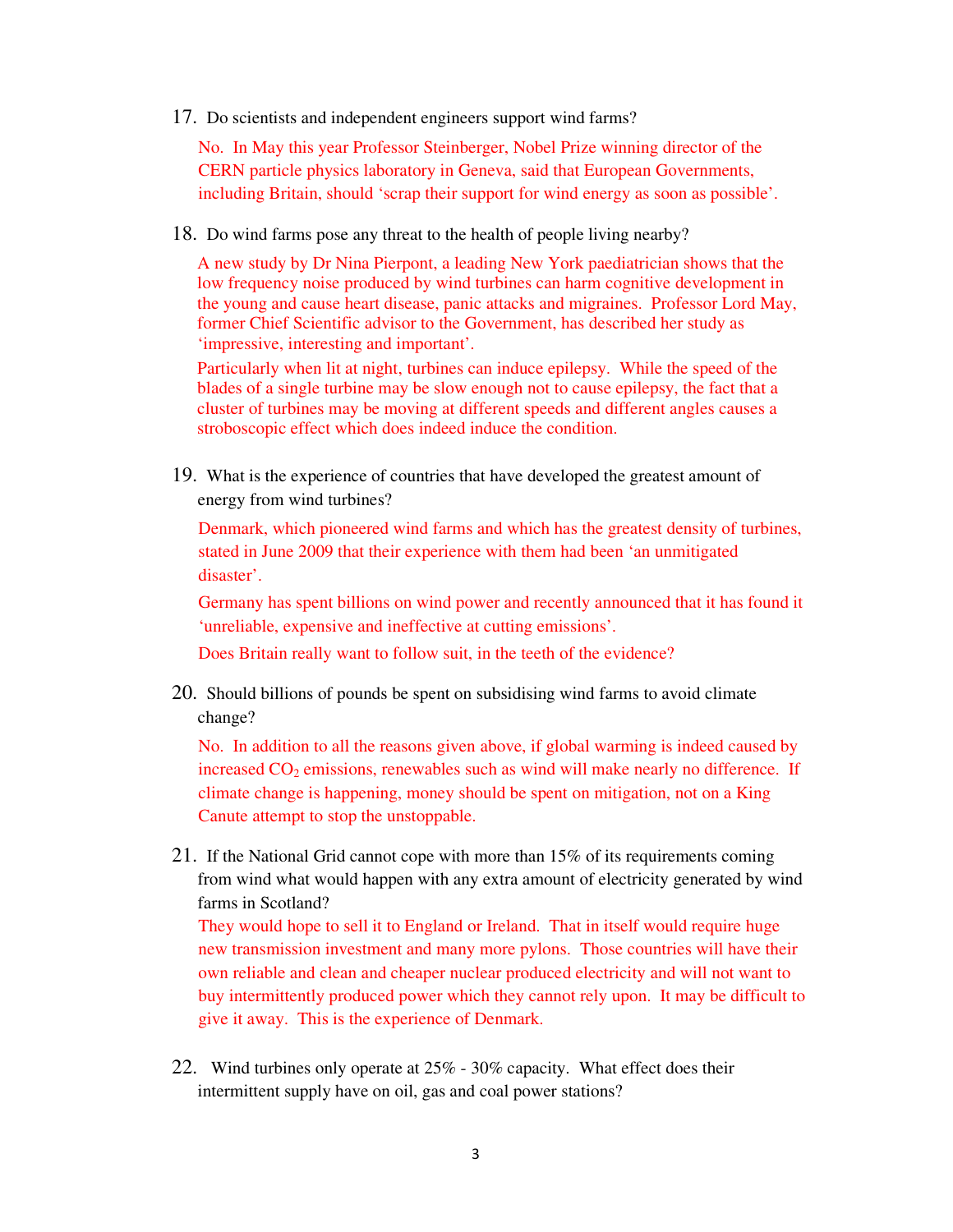17. Do scientists and independent engineers support wind farms?

    No. In May this year Professor Steinberger, Nobel Prize winning director of the CERN particle physics laboratory in Geneva, said that European Governments, including Britain, should 'scrap their support for wind energy as soon as possible'.

18. Do wind farms pose any threat to the health of people living nearby?

    A new study by Dr Nina Pierpont, a leading New York paediatrician shows that the low frequency noise produced by wind turbines can harm cognitive development in the young and cause heart disease, panic attacks and migraines. Professor Lord May, former Chief Scientific advisor to the Government, has described her study as 'impressive, interesting and important'.

    Particularly when lit at night, turbines can induce epilepsy. While the speed of the blades of a single turbine may be slow enough not to cause epilepsy, the fact that a cluster of turbines may be moving at different speeds and different angles causes a stroboscopic effect which does indeed induce the condition.

19. What is the experience of countries that have developed the greatest amount of energy from wind turbines?

    Denmark, which pioneered wind farms and which has the greatest density of turbines, stated in June 2009 that their experience with them had been 'an unmitigated disaster'.

    Germany has spent billions on wind power and recently announced that it has found it 'unreliable, expensive and ineffective at cutting emissions'.

    Does Britain really want to follow suit, in the teeth of the evidence?

20. Should billions of pounds be spent on subsidising wind farms to avoid climate change?

    No. In addition to all the reasons given above, if global warming is indeed caused by increased $CO_2$ emissions, renewables such as wind will make nearly no difference. If climate change is happening, money should be spent on mitigation, not on a King Canute attempt to stop the unstoppable.

21. If the National Grid cannot cope with more than 15% of its requirements coming from wind what would happen with any extra amount of electricity generated by wind farms in Scotland?

    They would hope to sell it to England or Ireland. That in itself would require huge new transmission investment and many more pylons. Those countries will have their own reliable and clean and cheaper nuclear produced electricity and will not want to buy intermittently produced power which they cannot rely upon. It may be difficult to give it away. This is the experience of Denmark.

22. Wind turbines only operate at 25% - 30% capacity. What effect does their intermittent supply have on oil, gas and coal power stations?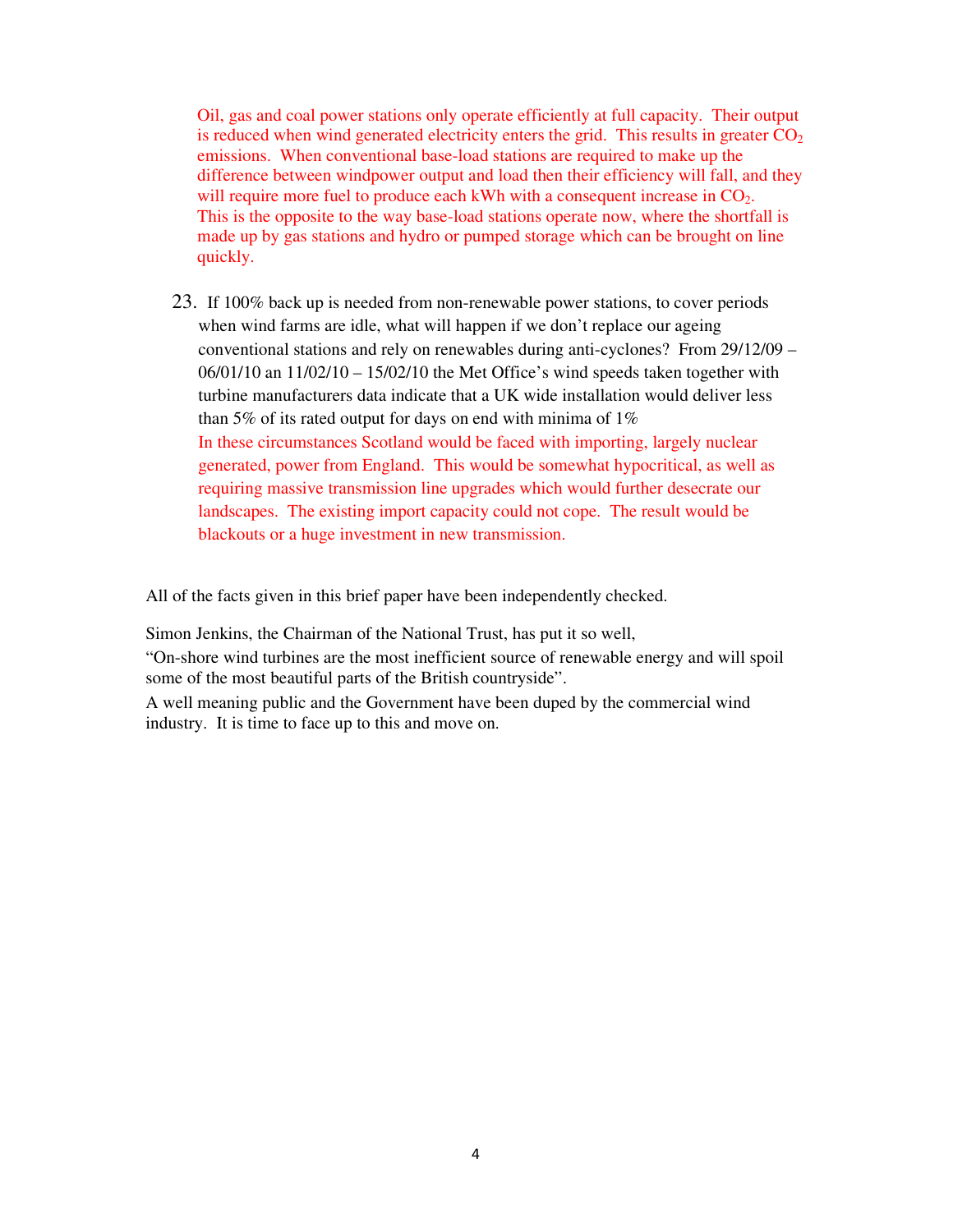Oil, gas and coal power stations only operate efficiently at full capacity. Their output is reduced when wind generated electricity enters the grid. This results in greater $CO_2$ emissions. When conventional base-load stations are required to make up the difference between windpower output and load then their efficiency will fall, and they will require more fuel to produce each kWh with a consequent increase in $CO_2$. This is the opposite to the way base-load stations operate now, where the shortfall is made up by gas stations and hydro or pumped storage which can be brought on line quickly.

23. If 100% back up is needed from non-renewable power stations, to cover periods when wind farms are idle, what will happen if we don't replace our ageing conventional stations and rely on renewables during anti-cyclones? From 29/12/09 – 06/01/10 an 11/02/10 – 15/02/10 the Met Office's wind speeds taken together with turbine manufacturers data indicate that a UK wide installation would deliver less than 5% of its rated output for days on end with minima of 1%

    In these circumstances Scotland would be faced with importing, largely nuclear generated, power from England. This would be somewhat hypocritical, as well as requiring massive transmission line upgrades which would further desecrate our landscapes. The existing import capacity could not cope. The result would be blackouts or a huge investment in new transmission.

All of the facts given in this brief paper have been independently checked.

Simon Jenkins, the Chairman of the National Trust, has put it so well,

"On-shore wind turbines are the most inefficient source of renewable energy and will spoil some of the most beautiful parts of the British countryside".

A well meaning public and the Government have been duped by the commercial wind industry. It is time to face up to this and move on.